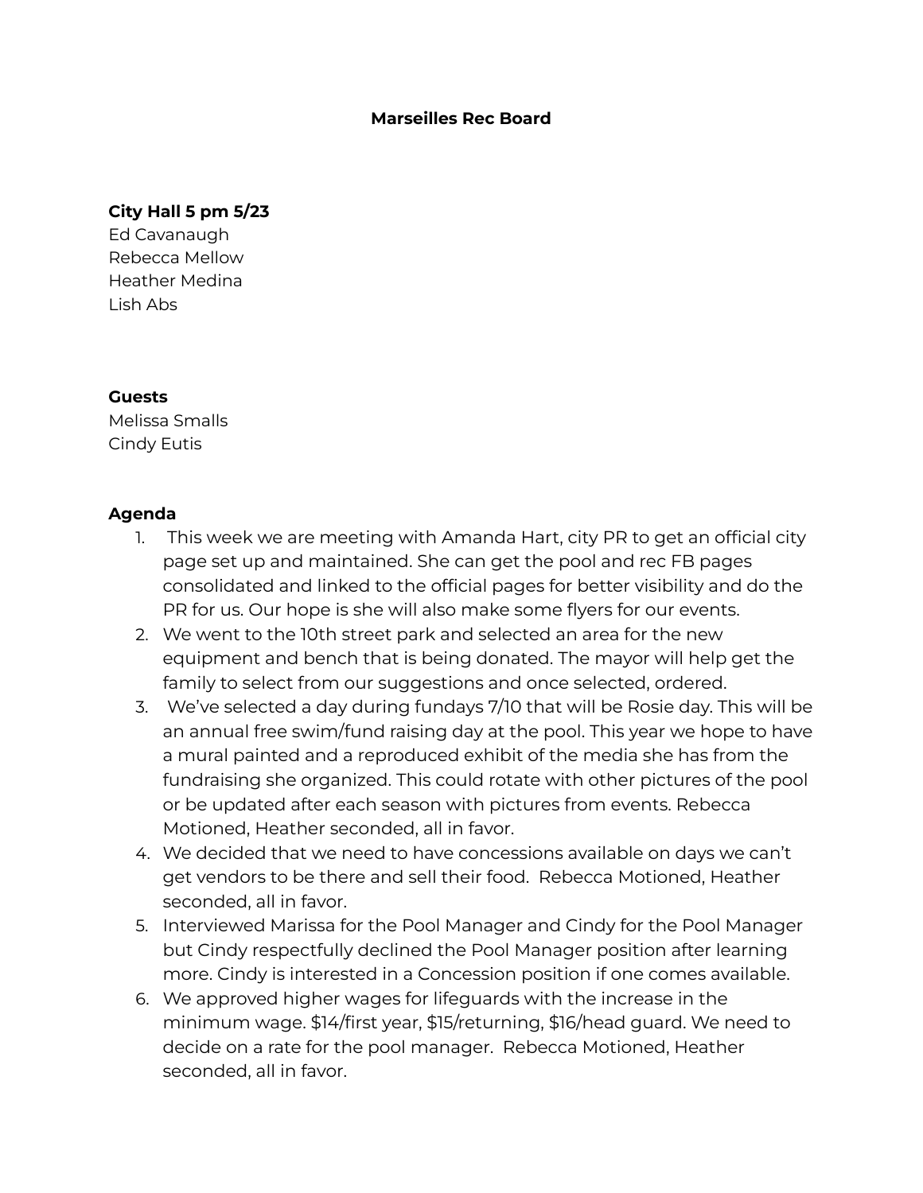# Marseilles Rec Board

**City Hall 5 pm 5/23**

Ed Cavanaugh
Rebecca Mellow
Heather Medina
Lish Abs

**Guests**

Melissa Smalls
Cindy Eutis

**Agenda**

1. This week we are meeting with Amanda Hart, city PR to get an official city page set up and maintained. She can get the pool and rec FB pages consolidated and linked to the official pages for better visibility and do the PR for us. Our hope is she will also make some flyers for our events.
2. We went to the 10th street park and selected an area for the new equipment and bench that is being donated. The mayor will help get the family to select from our suggestions and once selected, ordered.
3. We've selected a day during fundays 7/10 that will be Rosie day. This will be an annual free swim/fund raising day at the pool. This year we hope to have a mural painted and a reproduced exhibit of the media she has from the fundraising she organized. This could rotate with other pictures of the pool or be updated after each season with pictures from events. Rebecca Motioned, Heather seconded, all in favor.
4. We decided that we need to have concessions available on days we can't get vendors to be there and sell their food. Rebecca Motioned, Heather seconded, all in favor.
5. Interviewed Marissa for the Pool Manager and Cindy for the Pool Manager but Cindy respectfully declined the Pool Manager position after learning more. Cindy is interested in a Concession position if one comes available.
6. We approved higher wages for lifeguards with the increase in the minimum wage. $14/first year, $15/returning, $16/head guard. We need to decide on a rate for the pool manager. Rebecca Motioned, Heather seconded, all in favor.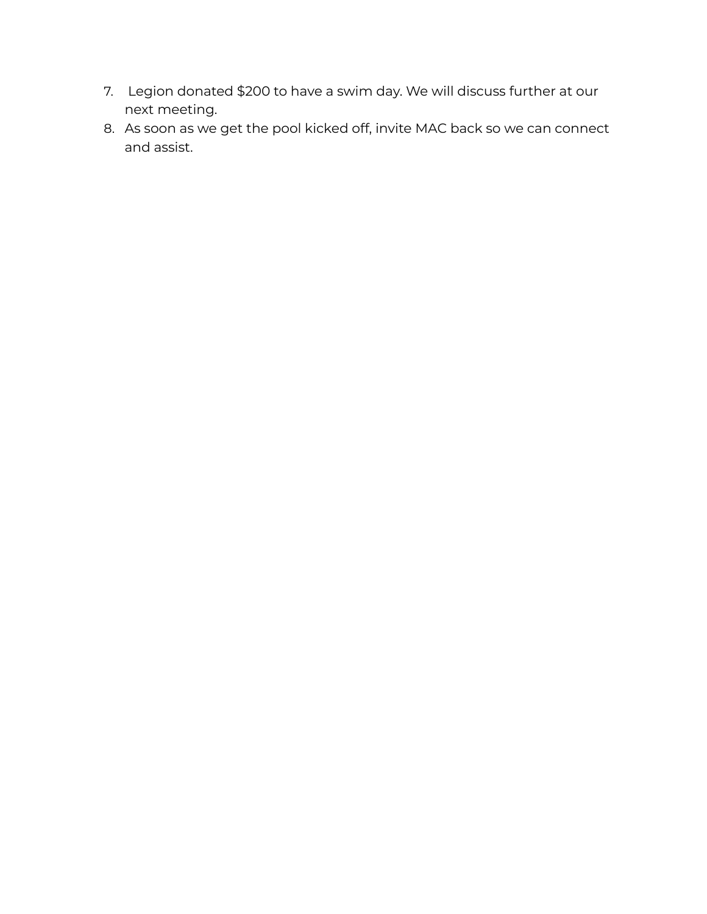7. Legion donated $200 to have a swim day. We will discuss further at our next meeting.
8. As soon as we get the pool kicked off, invite MAC back so we can connect and assist.